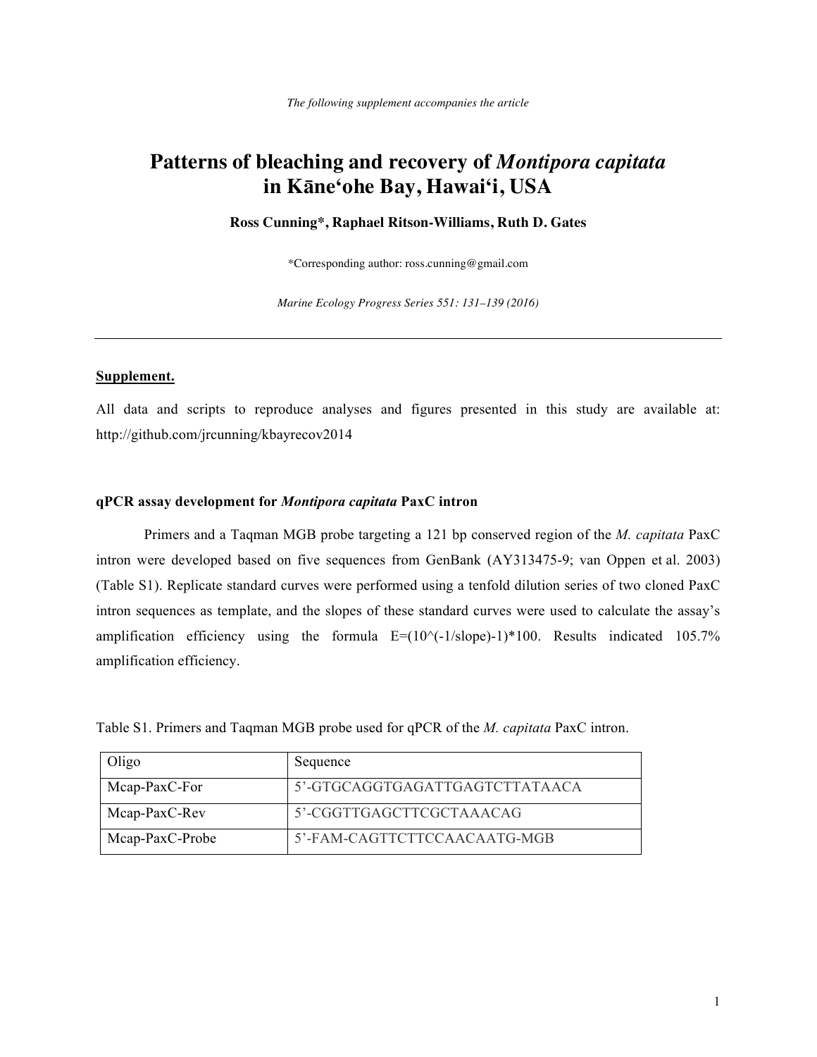*The following supplement accompanies the article*

# Patterns of bleaching and recovery of *Montipora capitata* in Kāneʻohe Bay, Hawaiʻi, USA

**Ross Cunning\*, Raphael Ritson-Williams, Ruth D. Gates**

\*Corresponding author: ross.cunning@gmail.com

*Marine Ecology Progress Series 551: 131–139 (2016)*

---

## Supplement.

All data and scripts to reproduce analyses and figures presented in this study are available at: http://github.com/jrcunning/kbayrecov2014

### qPCR assay development for *Montipora capitata* PaxC intron

Primers and a Taqman MGB probe targeting a 121 bp conserved region of the *M. capitata* PaxC intron were developed based on five sequences from GenBank (AY313475-9; van Oppen et al. 2003) (Table S1). Replicate standard curves were performed using a tenfold dilution series of two cloned PaxC intron sequences as template, and the slopes of these standard curves were used to calculate the assay's amplification efficiency using the formula $E=(10^{(-1/slope)}-1)*100$. Results indicated 105.7% amplification efficiency.

Table S1. Primers and Taqman MGB probe used for qPCR of the *M. capitata* PaxC intron.

| Oligo | Sequence |
| --- | --- |
| Mcap-PaxC-For | 5'-GTGCAGGTGAGATTGAGTCTTATAACA |
| Mcap-PaxC-Rev | 5'-CGGTTGAGCTTCGCTAAACAG |
| Mcap-PaxC-Probe | 5'-FAM-CAGTTCTTCCAACAATG-MGB |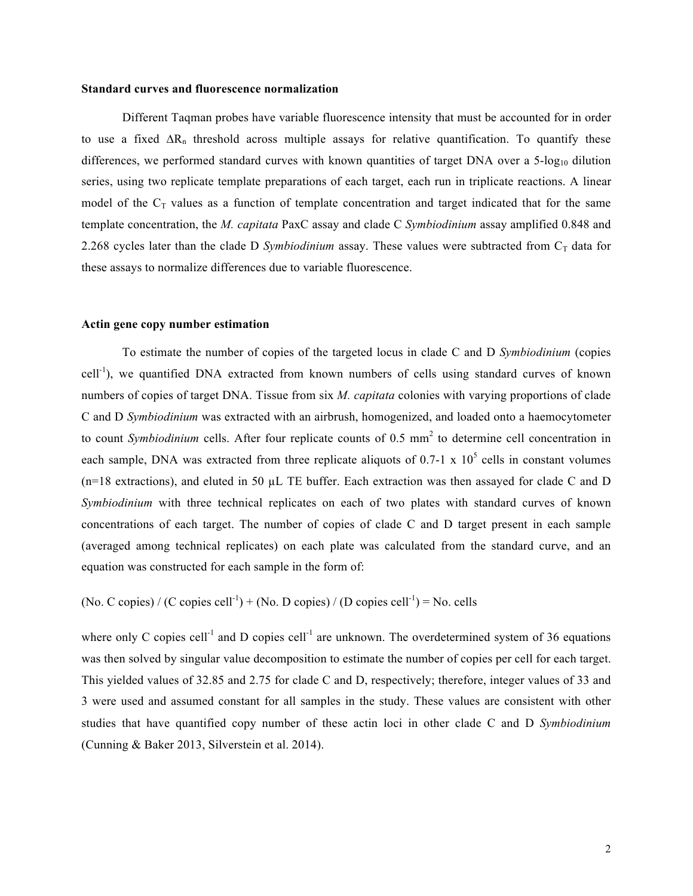**Standard curves and fluorescence normalization**

Different Taqman probes have variable fluorescence intensity that must be accounted for in order to use a fixed $\Delta R_n$ threshold across multiple assays for relative quantification. To quantify these differences, we performed standard curves with known quantities of target DNA over a 5-$\log_{10}$ dilution series, using two replicate template preparations of each target, each run in triplicate reactions. A linear model of the $C_T$ values as a function of template concentration and target indicated that for the same template concentration, the *M. capitata* PaxC assay and clade C *Symbiodinium* assay amplified 0.848 and 2.268 cycles later than the clade D *Symbiodinium* assay. These values were subtracted from $C_T$ data for these assays to normalize differences due to variable fluorescence.

**Actin gene copy number estimation**

To estimate the number of copies of the targeted locus in clade C and D *Symbiodinium* (copies cell$^{-1}$), we quantified DNA extracted from known numbers of cells using standard curves of known numbers of copies of target DNA. Tissue from six *M. capitata* colonies with varying proportions of clade C and D *Symbiodinium* was extracted with an airbrush, homogenized, and loaded onto a haemocytometer to count *Symbiodinium* cells. After four replicate counts of 0.5 mm$^2$ to determine cell concentration in each sample, DNA was extracted from three replicate aliquots of 0.7-1 x $10^5$ cells in constant volumes (n=18 extractions), and eluted in 50 µL TE buffer. Each extraction was then assayed for clade C and D *Symbiodinium* with three technical replicates on each of two plates with standard curves of known concentrations of each target. The number of copies of clade C and D target present in each sample (averaged among technical replicates) on each plate was calculated from the standard curve, and an equation was constructed for each sample in the form of:

$$(\text{No. C copies}) / (\text{C copies cell}^{-1}) + (\text{No. D copies}) / (\text{D copies cell}^{-1}) = \text{No. cells}$$

where only C copies cell$^{-1}$ and D copies cell$^{-1}$ are unknown. The overdetermined system of 36 equations was then solved by singular value decomposition to estimate the number of copies per cell for each target. This yielded values of 32.85 and 2.75 for clade C and D, respectively; therefore, integer values of 33 and 3 were used and assumed constant for all samples in the study. These values are consistent with other studies that have quantified copy number of these actin loci in other clade C and D *Symbiodinium* (Cunning & Baker 2013, Silverstein et al. 2014).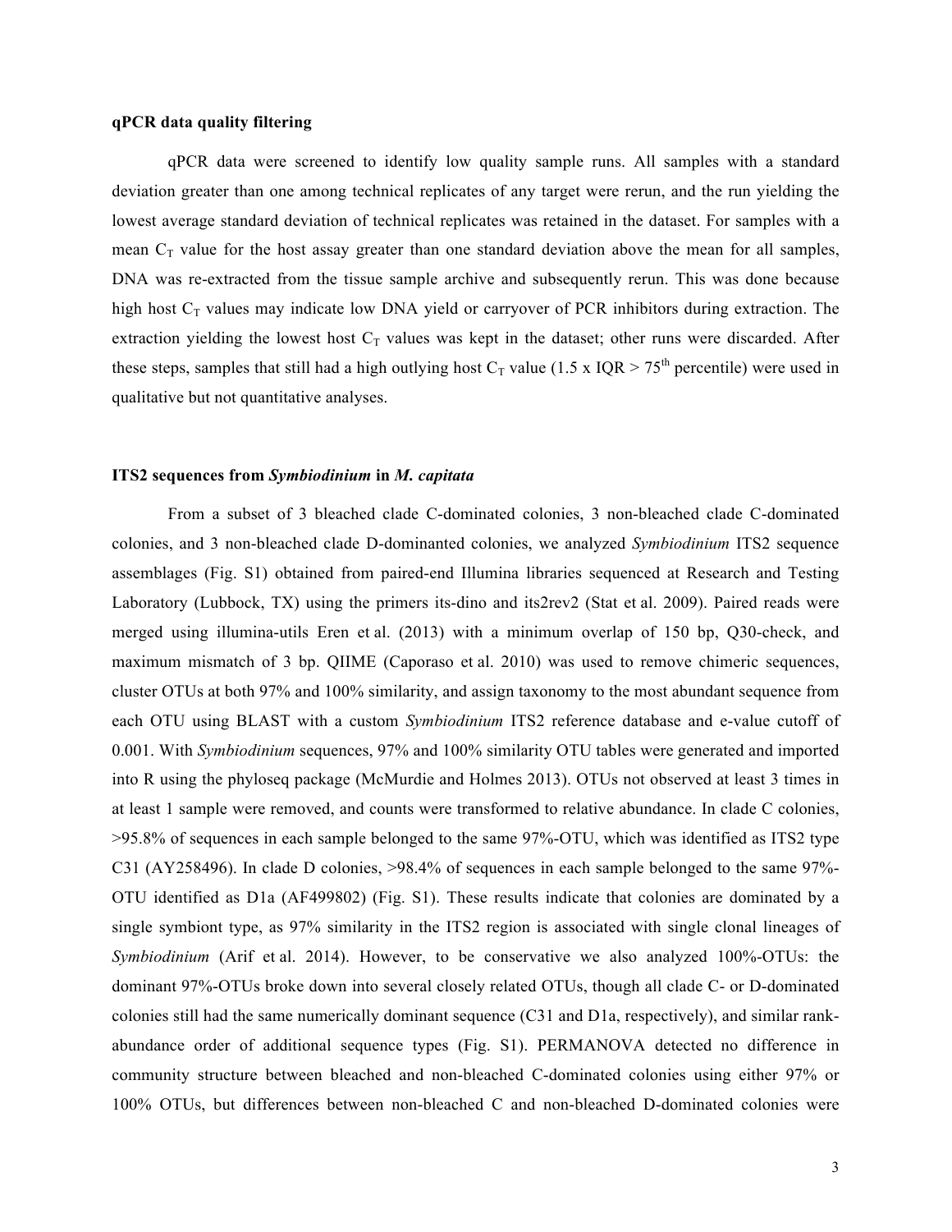**qPCR data quality filtering**

qPCR data were screened to identify low quality sample runs. All samples with a standard deviation greater than one among technical replicates of any target were rerun, and the run yielding the lowest average standard deviation of technical replicates was retained in the dataset. For samples with a mean $C_T$ value for the host assay greater than one standard deviation above the mean for all samples, DNA was re-extracted from the tissue sample archive and subsequently rerun. This was done because high host $C_T$ values may indicate low DNA yield or carryover of PCR inhibitors during extraction. The extraction yielding the lowest host $C_T$ values was kept in the dataset; other runs were discarded. After these steps, samples that still had a high outlying host $C_T$ value (1.5 x IQR > 75$^{th}$ percentile) were used in qualitative but not quantitative analyses.

**ITS2 sequences from *Symbiodinium* in *M. capitata***

From a subset of 3 bleached clade C-dominated colonies, 3 non-bleached clade C-dominated colonies, and 3 non-bleached clade D-dominanted colonies, we analyzed *Symbiodinium* ITS2 sequence assemblages (Fig. S1) obtained from paired-end Illumina libraries sequenced at Research and Testing Laboratory (Lubbock, TX) using the primers its-dino and its2rev2 (Stat et al. 2009). Paired reads were merged using illumina-utils Eren et al. (2013) with a minimum overlap of 150 bp, Q30-check, and maximum mismatch of 3 bp. QIIME (Caporaso et al. 2010) was used to remove chimeric sequences, cluster OTUs at both 97% and 100% similarity, and assign taxonomy to the most abundant sequence from each OTU using BLAST with a custom *Symbiodinium* ITS2 reference database and e-value cutoff of 0.001. With *Symbiodinium* sequences, 97% and 100% similarity OTU tables were generated and imported into R using the phyloseq package (McMurdie and Holmes 2013). OTUs not observed at least 3 times in at least 1 sample were removed, and counts were transformed to relative abundance. In clade C colonies, >95.8% of sequences in each sample belonged to the same 97%-OTU, which was identified as ITS2 type C31 (AY258496). In clade D colonies, >98.4% of sequences in each sample belonged to the same 97%-OTU identified as D1a (AF499802) (Fig. S1). These results indicate that colonies are dominated by a single symbiont type, as 97% similarity in the ITS2 region is associated with single clonal lineages of *Symbiodinium* (Arif et al. 2014). However, to be conservative we also analyzed 100%-OTUs: the dominant 97%-OTUs broke down into several closely related OTUs, though all clade C- or D-dominated colonies still had the same numerically dominant sequence (C31 and D1a, respectively), and similar rank-abundance order of additional sequence types (Fig. S1). PERMANOVA detected no difference in community structure between bleached and non-bleached C-dominated colonies using either 97% or 100% OTUs, but differences between non-bleached C and non-bleached D-dominated colonies were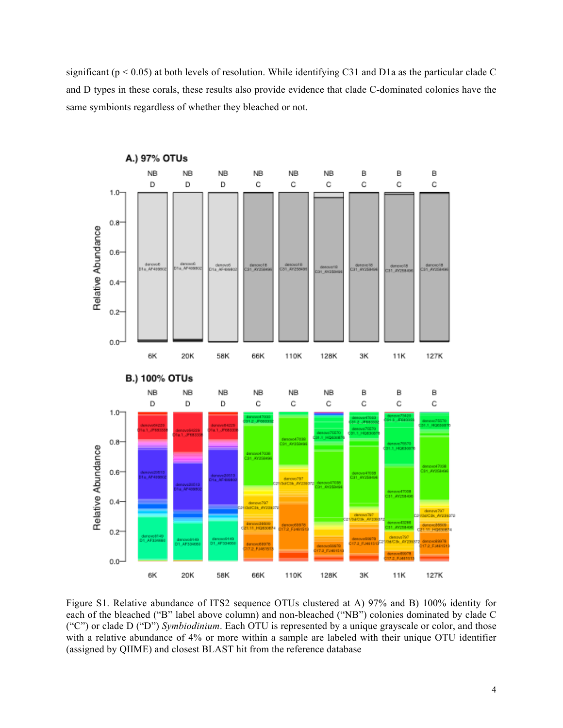significant ($p < 0.05$) at both levels of resolution. While identifying C31 and D1a as the particular clade C and D types in these corals, these results also provide evidence that clade C-dominated colonies have the same symbionts regardless of whether they bleached or not.

Figure S1. Relative abundance of ITS2 sequence OTUs clustered at A) 97% and B) 100% identity for each of the bleached ("B" label above column) and non-bleached ("NB") colonies dominated by clade C ("C") or clade D ("D") *Symbiodinium*. Each OTU is represented by a unique grayscale or color, and those with a relative abundance of 4% or more within a sample are labeled with their unique OTU identifier (assigned by QIIME) and closest BLAST hit from the reference database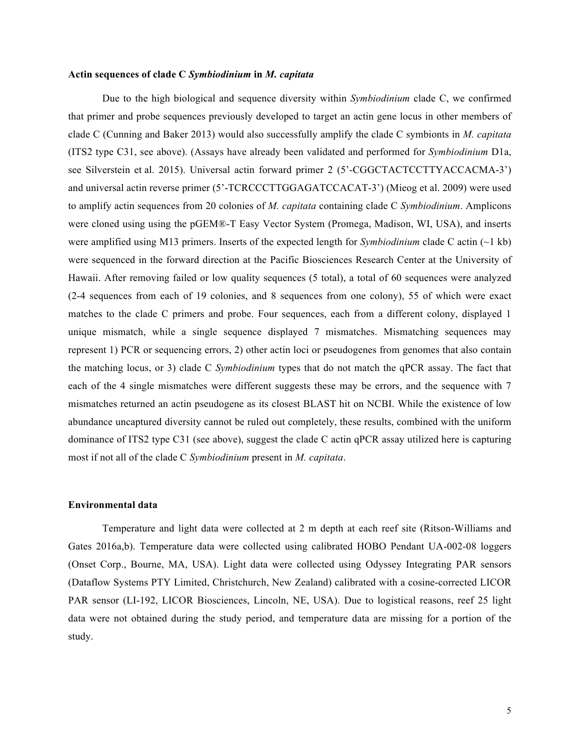### Actin sequences of clade C *Symbiodinium* in *M. capitata*

Due to the high biological and sequence diversity within *Symbiodinium* clade C, we confirmed that primer and probe sequences previously developed to target an actin gene locus in other members of clade C (Cunning and Baker 2013) would also successfully amplify the clade C symbionts in *M. capitata* (ITS2 type C31, see above). (Assays have already been validated and performed for *Symbiodinium* D1a, see Silverstein et al. 2015). Universal actin forward primer 2 (5'-CGGCTACTCCTTYACCACMA-3') and universal actin reverse primer (5'-TCRCCCTTGGAGATCCACAT-3') (Mieog et al. 2009) were used to amplify actin sequences from 20 colonies of *M. capitata* containing clade C *Symbiodinium*. Amplicons were cloned using using the pGEM®-T Easy Vector System (Promega, Madison, WI, USA), and inserts were amplified using M13 primers. Inserts of the expected length for *Symbiodinium* clade C actin (~1 kb) were sequenced in the forward direction at the Pacific Biosciences Research Center at the University of Hawaii. After removing failed or low quality sequences (5 total), a total of 60 sequences were analyzed (2-4 sequences from each of 19 colonies, and 8 sequences from one colony), 55 of which were exact matches to the clade C primers and probe. Four sequences, each from a different colony, displayed 1 unique mismatch, while a single sequence displayed 7 mismatches. Mismatching sequences may represent 1) PCR or sequencing errors, 2) other actin loci or pseudogenes from genomes that also contain the matching locus, or 3) clade C *Symbiodinium* types that do not match the qPCR assay. The fact that each of the 4 single mismatches were different suggests these may be errors, and the sequence with 7 mismatches returned an actin pseudogene as its closest BLAST hit on NCBI. While the existence of low abundance uncaptured diversity cannot be ruled out completely, these results, combined with the uniform dominance of ITS2 type C31 (see above), suggest the clade C actin qPCR assay utilized here is capturing most if not all of the clade C *Symbiodinium* present in *M. capitata*.

### Environmental data

Temperature and light data were collected at 2 m depth at each reef site (Ritson-Williams and Gates 2016a,b). Temperature data were collected using calibrated HOBO Pendant UA-002-08 loggers (Onset Corp., Bourne, MA, USA). Light data were collected using Odyssey Integrating PAR sensors (Dataflow Systems PTY Limited, Christchurch, New Zealand) calibrated with a cosine-corrected LICOR PAR sensor (LI-192, LICOR Biosciences, Lincoln, NE, USA). Due to logistical reasons, reef 25 light data were not obtained during the study period, and temperature data are missing for a portion of the study.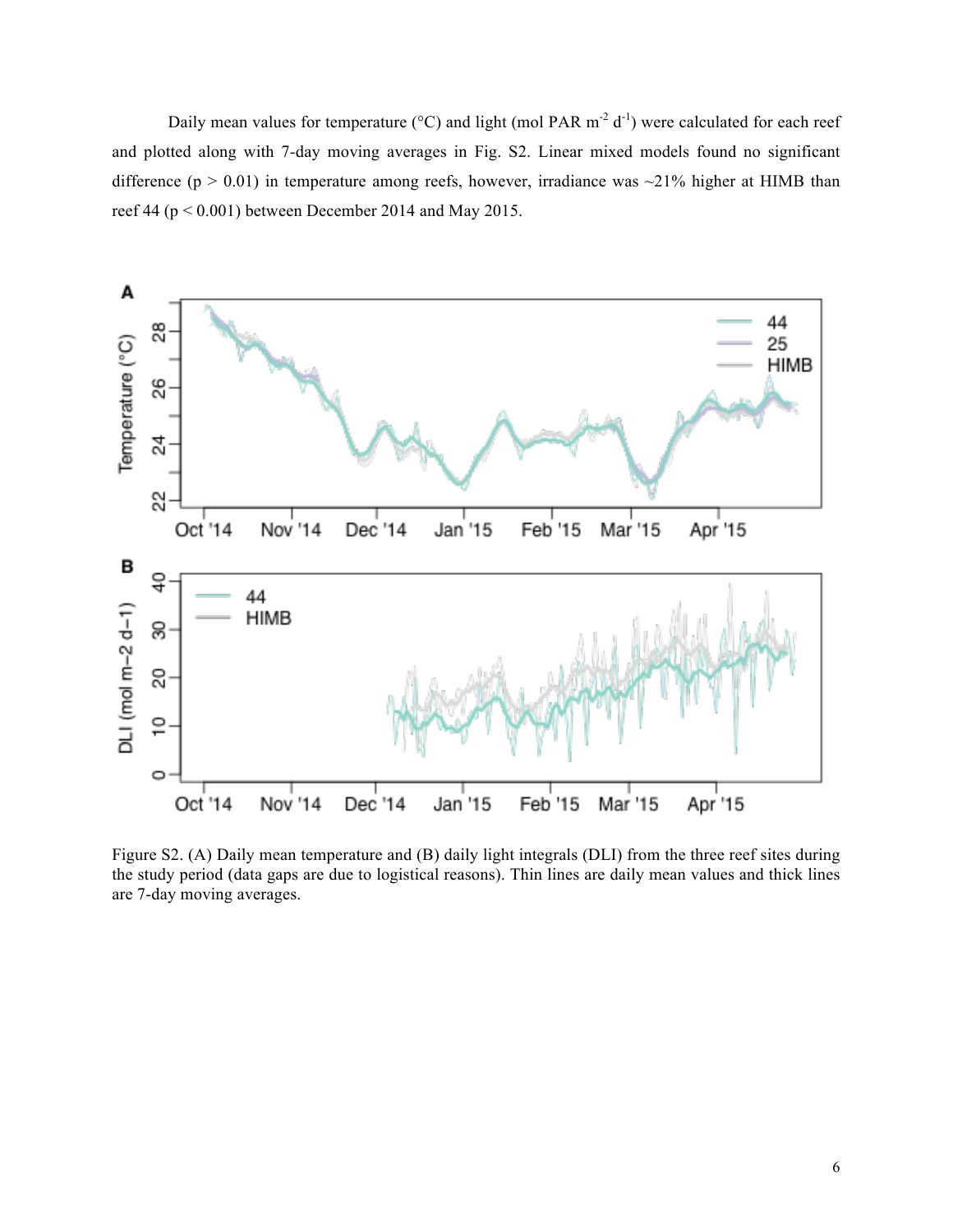Daily mean values for temperature (°C) and light (mol PAR $m^{-2}$ $d^{-1}$) were calculated for each reef and plotted along with 7-day moving averages in Fig. S2. Linear mixed models found no significant difference ($p > 0.01$) in temperature among reefs, however, irradiance was ~21% higher at HIMB than reef 44 ($p < 0.001$) between December 2014 and May 2015.

Figure S2. (A) Daily mean temperature and (B) daily light integrals (DLI) from the three reef sites during the study period (data gaps are due to logistical reasons). Thin lines are daily mean values and thick lines are 7-day moving averages.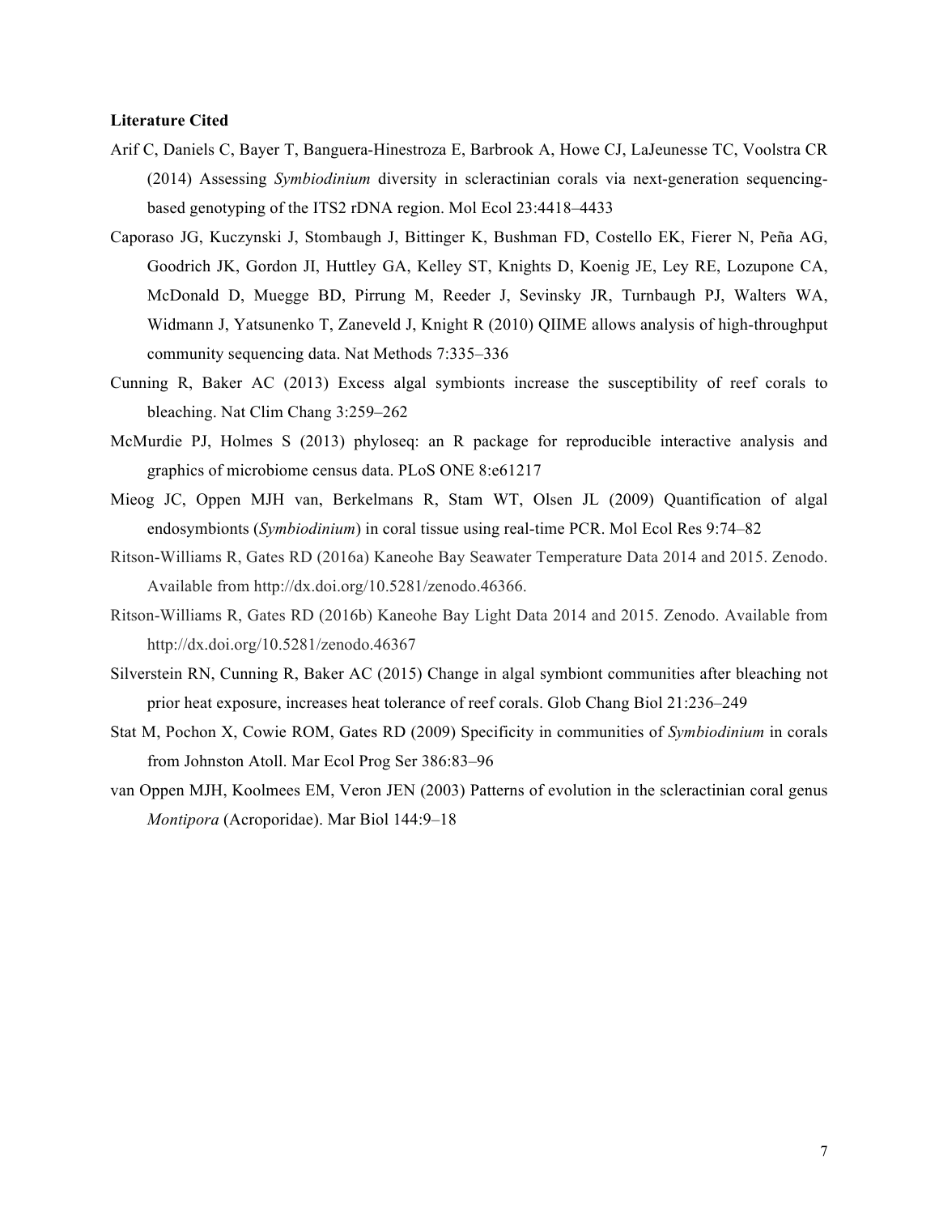**Literature Cited**

Arif C, Daniels C, Bayer T, Banguera-Hinestroza E, Barbrook A, Howe CJ, LaJeunesse TC, Voolstra CR (2014) Assessing *Symbiodinium* diversity in scleractinian corals via next-generation sequencing-based genotyping of the ITS2 rDNA region. Mol Ecol 23:4418–4433

Caporaso JG, Kuczynski J, Stombaugh J, Bittinger K, Bushman FD, Costello EK, Fierer N, Peña AG, Goodrich JK, Gordon JI, Huttley GA, Kelley ST, Knights D, Koenig JE, Ley RE, Lozupone CA, McDonald D, Muegge BD, Pirrung M, Reeder J, Sevinsky JR, Turnbaugh PJ, Walters WA, Widmann J, Yatsunenko T, Zaneveld J, Knight R (2010) QIIME allows analysis of high-throughput community sequencing data. Nat Methods 7:335–336

Cunning R, Baker AC (2013) Excess algal symbionts increase the susceptibility of reef corals to bleaching. Nat Clim Chang 3:259–262

McMurdie PJ, Holmes S (2013) phyloseq: an R package for reproducible interactive analysis and graphics of microbiome census data. PLoS ONE 8:e61217

Mieog JC, Oppen MJH van, Berkelmans R, Stam WT, Olsen JL (2009) Quantification of algal endosymbionts (*Symbiodinium*) in coral tissue using real-time PCR. Mol Ecol Res 9:74–82

Ritson-Williams R, Gates RD (2016a) Kaneohe Bay Seawater Temperature Data 2014 and 2015. Zenodo. Available from http://dx.doi.org/10.5281/zenodo.46366.

Ritson-Williams R, Gates RD (2016b) Kaneohe Bay Light Data 2014 and 2015. Zenodo. Available from http://dx.doi.org/10.5281/zenodo.46367

Silverstein RN, Cunning R, Baker AC (2015) Change in algal symbiont communities after bleaching not prior heat exposure, increases heat tolerance of reef corals. Glob Chang Biol 21:236–249

Stat M, Pochon X, Cowie ROM, Gates RD (2009) Specificity in communities of *Symbiodinium* in corals from Johnston Atoll. Mar Ecol Prog Ser 386:83–96

van Oppen MJH, Koolmees EM, Veron JEN (2003) Patterns of evolution in the scleractinian coral genus *Montipora* (Acroporidae). Mar Biol 144:9–18